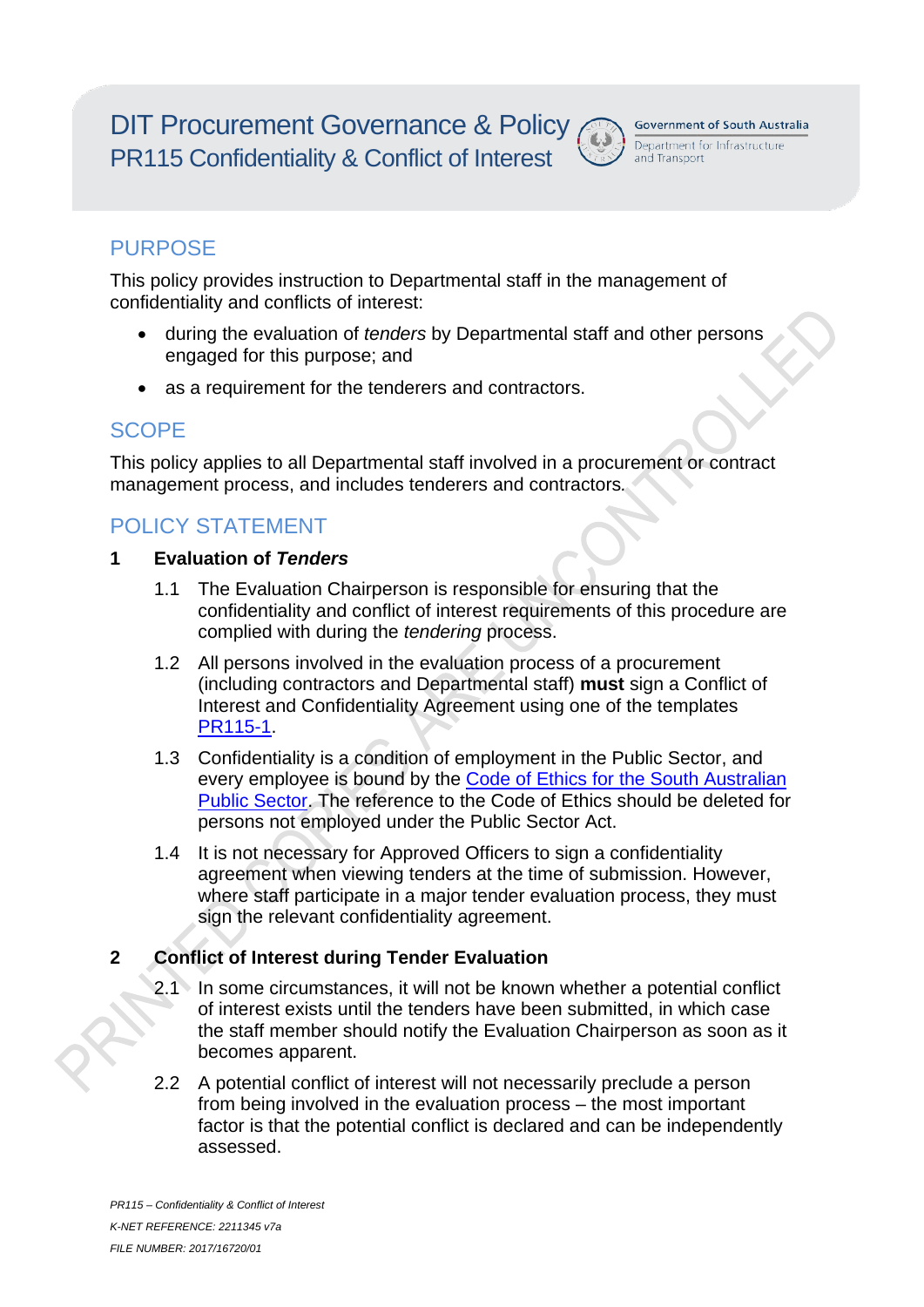# DIT Procurement Governance & Policy
## PR115 Confidentiality & Conflict of Interest

Government of South Australia
Department for Infrastructure and Transport

## PURPOSE

This policy provides instruction to Departmental staff in the management of confidentiality and conflicts of interest:

- during the evaluation of *tenders* by Departmental staff and other persons engaged for this purpose; and
- as a requirement for the tenderers and contractors.

## SCOPE

This policy applies to all Departmental staff involved in a procurement or contract management process, and includes tenderers and contractors.

## POLICY STATEMENT

### 1 Evaluation of *Tenders*

1.1 The Evaluation Chairperson is responsible for ensuring that the confidentiality and conflict of interest requirements of this procedure are complied with during the *tendering* process.

1.2 All persons involved in the evaluation process of a procurement (including contractors and Departmental staff) **must** sign a Conflict of Interest and Confidentiality Agreement using one of the templates PR115-1.

1.3 Confidentiality is a condition of employment in the Public Sector, and every employee is bound by the Code of Ethics for the South Australian Public Sector. The reference to the Code of Ethics should be deleted for persons not employed under the Public Sector Act.

1.4 It is not necessary for Approved Officers to sign a confidentiality agreement when viewing tenders at the time of submission. However, where staff participate in a major tender evaluation process, they must sign the relevant confidentiality agreement.

### 2 Conflict of Interest during Tender Evaluation

2.1 In some circumstances, it will not be known whether a potential conflict of interest exists until the tenders have been submitted, in which case the staff member should notify the Evaluation Chairperson as soon as it becomes apparent.

2.2 A potential conflict of interest will not necessarily preclude a person from being involved in the evaluation process – the most important factor is that the potential conflict is declared and can be independently assessed.

*PR115 – Confidentiality & Conflict of Interest*
*K-NET REFERENCE: 2211345 v7a*
*FILE NUMBER: 2017/16720/01*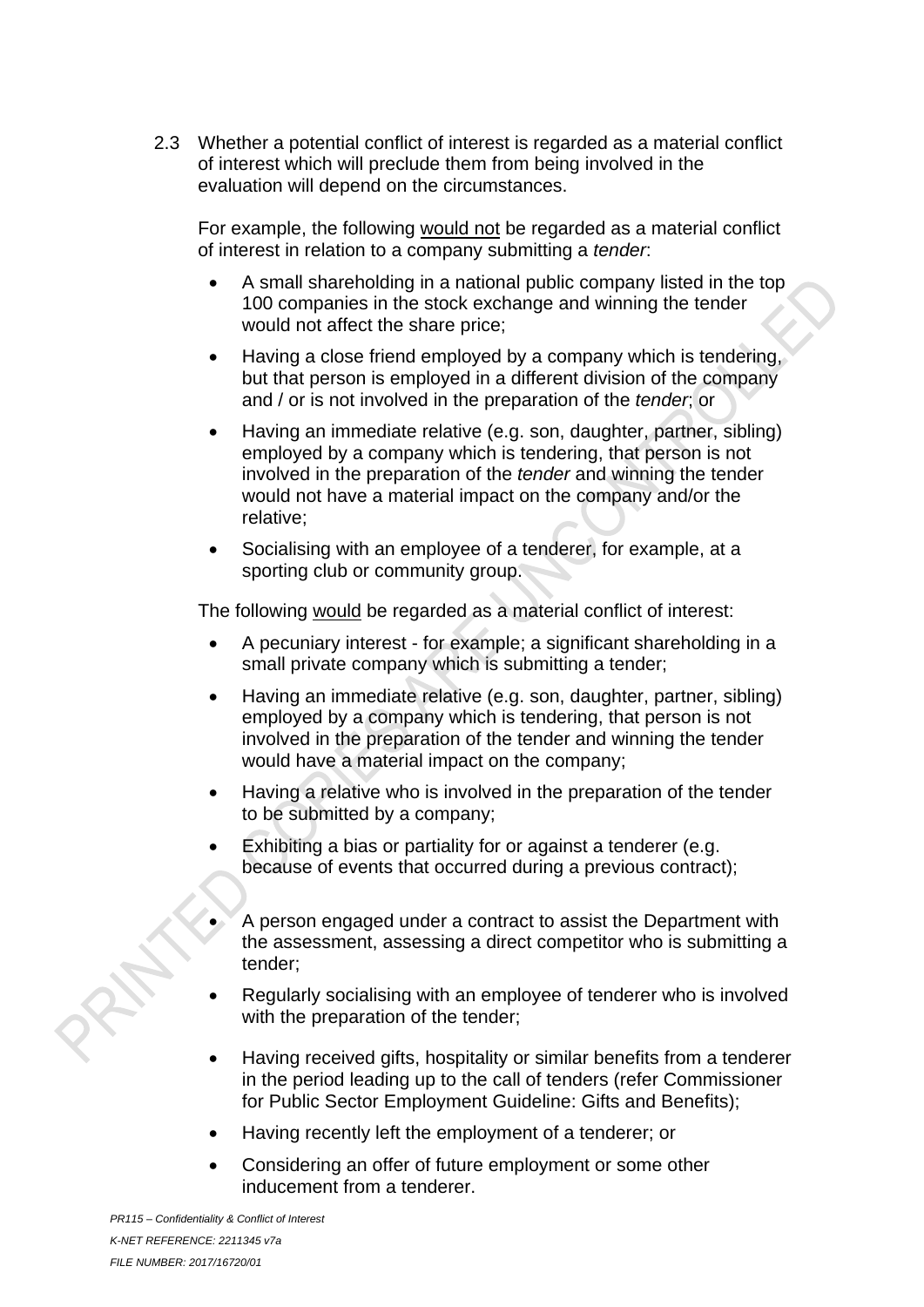2.3 Whether a potential conflict of interest is regarded as a material conflict of interest which will preclude them from being involved in the evaluation will depend on the circumstances.

For example, the following would not be regarded as a material conflict of interest in relation to a company submitting a *tender*:

- A small shareholding in a national public company listed in the top 100 companies in the stock exchange and winning the tender would not affect the share price;
- Having a close friend employed by a company which is tendering, but that person is employed in a different division of the company and / or is not involved in the preparation of the *tender*; or
- Having an immediate relative (e.g. son, daughter, partner, sibling) employed by a company which is tendering, that person is not involved in the preparation of the *tender* and winning the tender would not have a material impact on the company and/or the relative;
- Socialising with an employee of a tenderer, for example, at a sporting club or community group.

The following would be regarded as a material conflict of interest:

- A pecuniary interest - for example; a significant shareholding in a small private company which is submitting a tender;
- Having an immediate relative (e.g. son, daughter, partner, sibling) employed by a company which is tendering, that person is not involved in the preparation of the tender and winning the tender would have a material impact on the company;
- Having a relative who is involved in the preparation of the tender to be submitted by a company;
- Exhibiting a bias or partiality for or against a tenderer (e.g. because of events that occurred during a previous contract);
- A person engaged under a contract to assist the Department with the assessment, assessing a direct competitor who is submitting a tender;
- Regularly socialising with an employee of tenderer who is involved with the preparation of the tender;
- Having received gifts, hospitality or similar benefits from a tenderer in the period leading up to the call of tenders (refer Commissioner for Public Sector Employment Guideline: Gifts and Benefits);
- Having recently left the employment of a tenderer; or
- Considering an offer of future employment or some other inducement from a tenderer.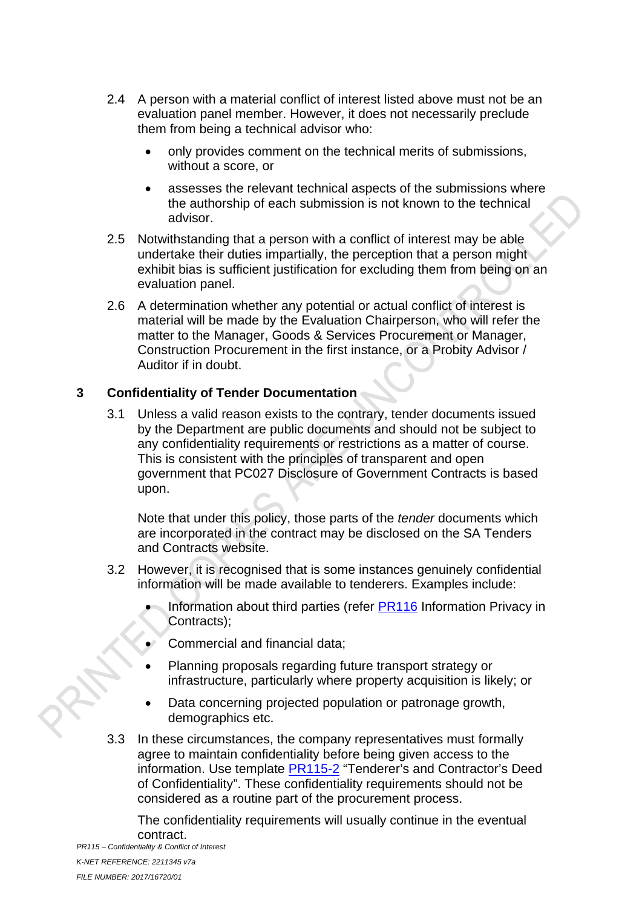2.4 A person with a material conflict of interest listed above must not be an evaluation panel member. However, it does not necessarily preclude them from being a technical advisor who:

- only provides comment on the technical merits of submissions, without a score, or
- assesses the relevant technical aspects of the submissions where the authorship of each submission is not known to the technical advisor.

2.5 Notwithstanding that a person with a conflict of interest may be able undertake their duties impartially, the perception that a person might exhibit bias is sufficient justification for excluding them from being on an evaluation panel.

2.6 A determination whether any potential or actual conflict of interest is material will be made by the Evaluation Chairperson, who will refer the matter to the Manager, Goods & Services Procurement or Manager, Construction Procurement in the first instance, or a Probity Advisor / Auditor if in doubt.

## 3 Confidentiality of Tender Documentation

3.1 Unless a valid reason exists to the contrary, tender documents issued by the Department are public documents and should not be subject to any confidentiality requirements or restrictions as a matter of course. This is consistent with the principles of transparent and open government that PC027 Disclosure of Government Contracts is based upon.

Note that under this policy, those parts of the *tender* documents which are incorporated in the contract may be disclosed on the SA Tenders and Contracts website.

3.2 However, it is recognised that is some instances genuinely confidential information will be made available to tenderers. Examples include:

- Information about third parties (refer PR116 Information Privacy in Contracts);
- Commercial and financial data;
- Planning proposals regarding future transport strategy or infrastructure, particularly where property acquisition is likely; or
- Data concerning projected population or patronage growth, demographics etc.

3.3 In these circumstances, the company representatives must formally agree to maintain confidentiality before being given access to the information. Use template PR115-2 "Tenderer's and Contractor's Deed of Confidentiality". These confidentiality requirements should not be considered as a routine part of the procurement process.

The confidentiality requirements will usually continue in the eventual contract.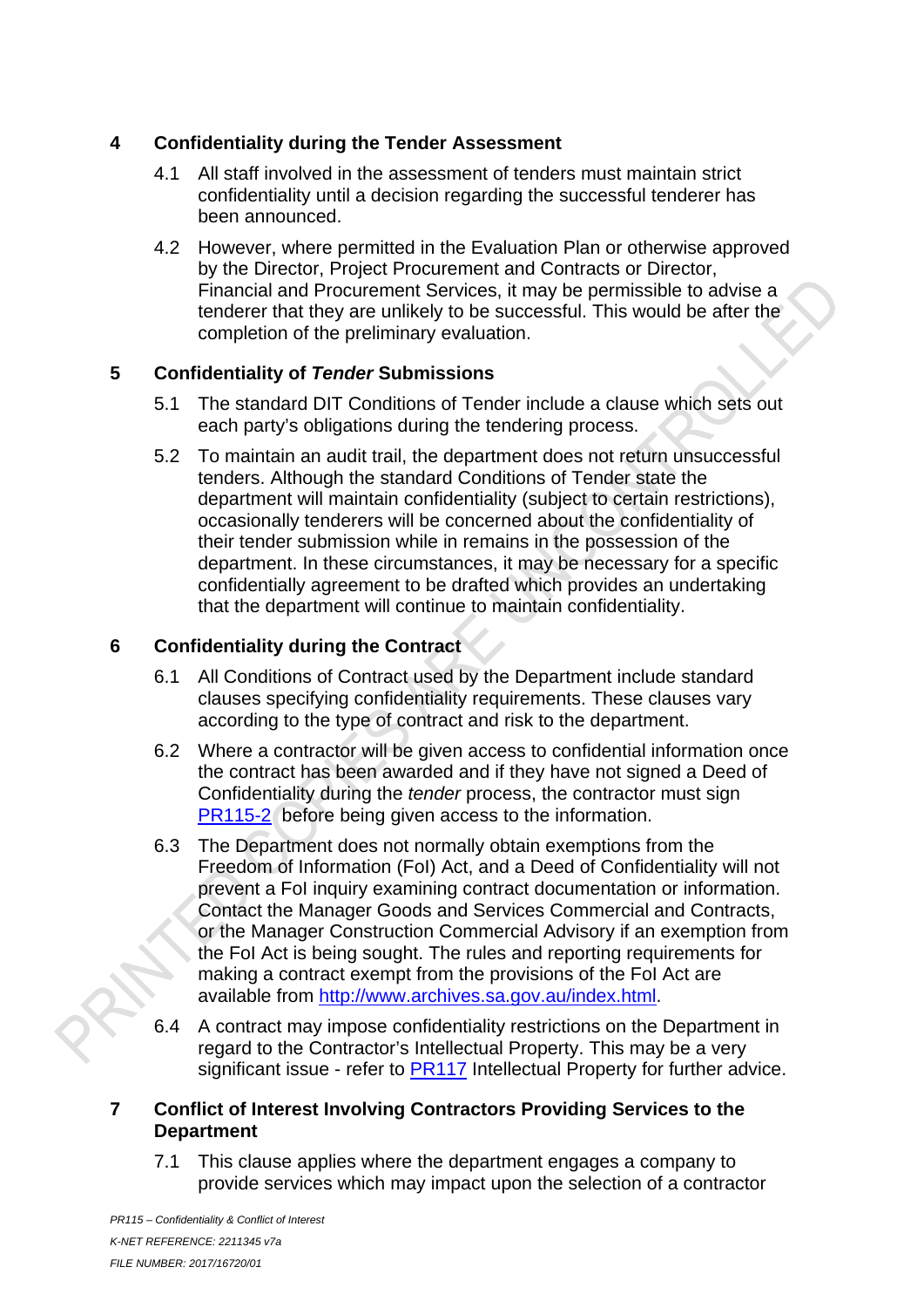## 4 Confidentiality during the Tender Assessment

4.1 All staff involved in the assessment of tenders must maintain strict confidentiality until a decision regarding the successful tenderer has been announced.

4.2 However, where permitted in the Evaluation Plan or otherwise approved by the Director, Project Procurement and Contracts or Director, Financial and Procurement Services, it may be permissible to advise a tenderer that they are unlikely to be successful. This would be after the completion of the preliminary evaluation.

## 5 Confidentiality of *Tender* Submissions

5.1 The standard DIT Conditions of Tender include a clause which sets out each party's obligations during the tendering process.

5.2 To maintain an audit trail, the department does not return unsuccessful tenders. Although the standard Conditions of Tender state the department will maintain confidentiality (subject to certain restrictions), occasionally tenderers will be concerned about the confidentiality of their tender submission while in remains in the possession of the department. In these circumstances, it may be necessary for a specific confidentially agreement to be drafted which provides an undertaking that the department will continue to maintain confidentiality.

## 6 Confidentiality during the Contract

6.1 All Conditions of Contract used by the Department include standard clauses specifying confidentiality requirements. These clauses vary according to the type of contract and risk to the department.

6.2 Where a contractor will be given access to confidential information once the contract has been awarded and if they have not signed a Deed of Confidentiality during the *tender* process, the contractor must sign PR115-2 before being given access to the information.

6.3 The Department does not normally obtain exemptions from the Freedom of Information (FoI) Act, and a Deed of Confidentiality will not prevent a FoI inquiry examining contract documentation or information. Contact the Manager Goods and Services Commercial and Contracts, or the Manager Construction Commercial Advisory if an exemption from the FoI Act is being sought. The rules and reporting requirements for making a contract exempt from the provisions of the FoI Act are available from http://www.archives.sa.gov.au/index.html.

6.4 A contract may impose confidentiality restrictions on the Department in regard to the Contractor's Intellectual Property. This may be a very significant issue - refer to PR117 Intellectual Property for further advice.

## 7 Conflict of Interest Involving Contractors Providing Services to the Department

7.1 This clause applies where the department engages a company to provide services which may impact upon the selection of a contractor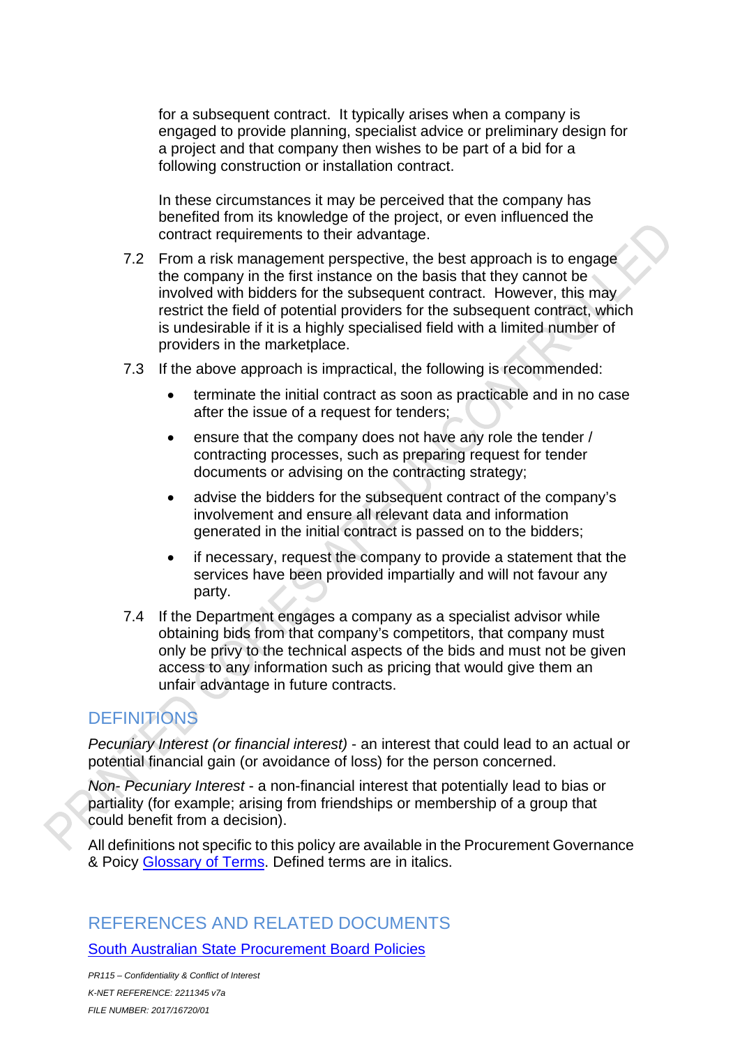for a subsequent contract. It typically arises when a company is engaged to provide planning, specialist advice or preliminary design for a project and that company then wishes to be part of a bid for a following construction or installation contract.

In these circumstances it may be perceived that the company has benefited from its knowledge of the project, or even influenced the contract requirements to their advantage.

7.2 From a risk management perspective, the best approach is to engage the company in the first instance on the basis that they cannot be involved with bidders for the subsequent contract. However, this may restrict the field of potential providers for the subsequent contract, which is undesirable if it is a highly specialised field with a limited number of providers in the marketplace.

7.3 If the above approach is impractical, the following is recommended:

- terminate the initial contract as soon as practicable and in no case after the issue of a request for tenders;
- ensure that the company does not have any role the tender / contracting processes, such as preparing request for tender documents or advising on the contracting strategy;
- advise the bidders for the subsequent contract of the company's involvement and ensure all relevant data and information generated in the initial contract is passed on to the bidders;
- if necessary, request the company to provide a statement that the services have been provided impartially and will not favour any party.

7.4 If the Department engages a company as a specialist advisor while obtaining bids from that company's competitors, that company must only be privy to the technical aspects of the bids and must not be given access to any information such as pricing that would give them an unfair advantage in future contracts.

## DEFINITIONS

*Pecuniary Interest (or financial interest)* - an interest that could lead to an actual or potential financial gain (or avoidance of loss) for the person concerned.

*Non- Pecuniary Interest* - a non-financial interest that potentially lead to bias or partiality (for example; arising from friendships or membership of a group that could benefit from a decision).

All definitions not specific to this policy are available in the Procurement Governance & Poicy [Glossary of Terms](). Defined terms are in italics.

## REFERENCES AND RELATED DOCUMENTS

[South Australian State Procurement Board Policies]()

*PR115 – Confidentiality & Conflict of Interest*
*K-NET REFERENCE: 2211345 v7a*
*FILE NUMBER: 2017/16720/01*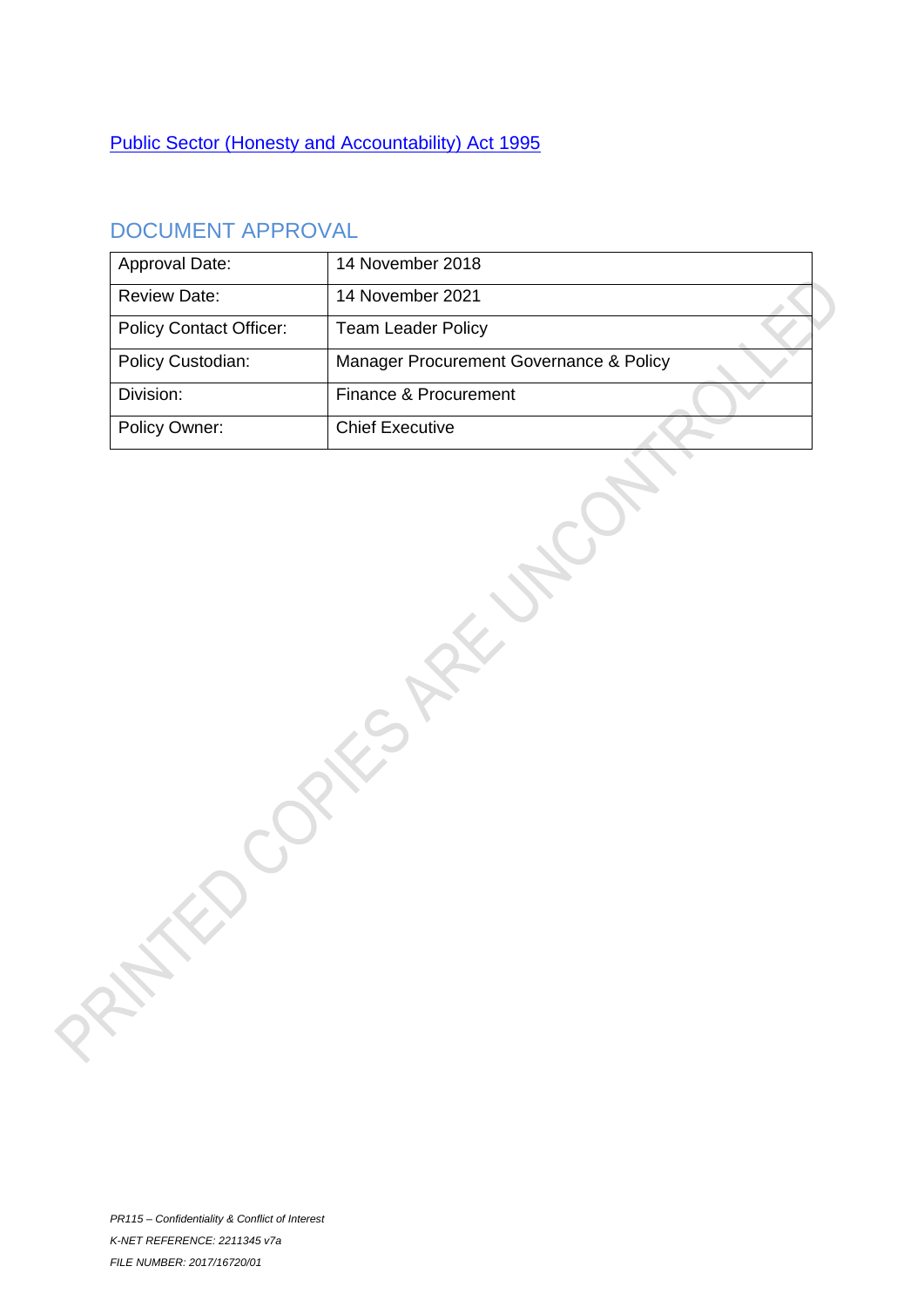[Public Sector (Honesty and Accountability) Act 1995]

## DOCUMENT APPROVAL

| | |
|---|---|
| Approval Date: | 14 November 2018 |
| Review Date: | 14 November 2021 |
| Policy Contact Officer: | Team Leader Policy |
| Policy Custodian: | Manager Procurement Governance & Policy |
| Division: | Finance & Procurement |
| Policy Owner: | Chief Executive |